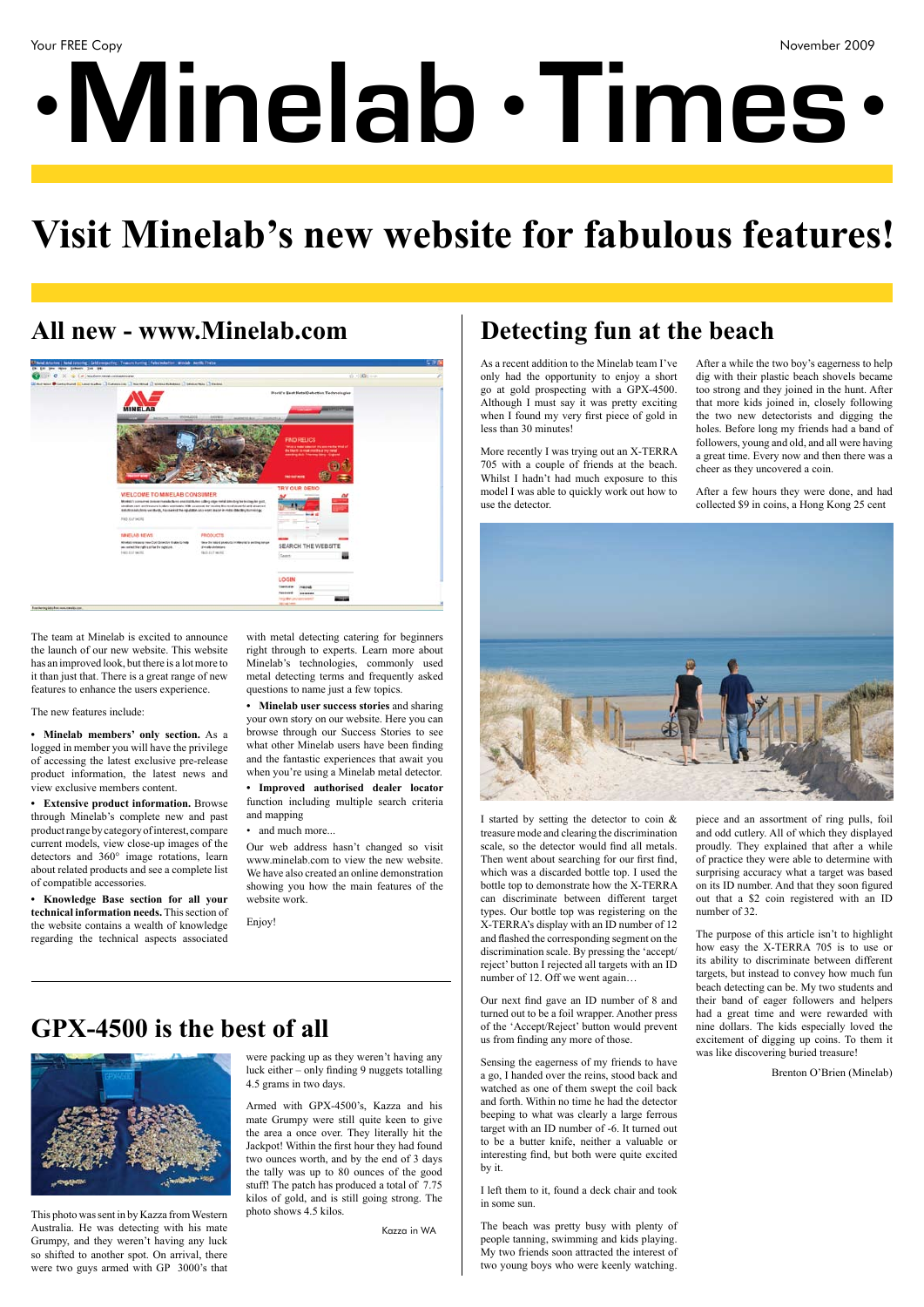Your FREE Copy

November 2009

# •Minelab •Times•

# Visit Minelab's new website for fabulous features!

## All new - www.Minelab.com

The team at Minelab is excited to announce the launch of our new website. This website has an improved look, but there is a lot more to it than just that. There is a great range of new features to enhance the users experience.

The new features include:

• **Minelab members' only section.** As a logged in member you will have the privilege of accessing the latest exclusive pre-release product information, the latest news and view exclusive members content.

• **Extensive product information.** Browse through Minelab's complete new and past product range by category of interest, compare current models, view close-up images of the detectors and 360° image rotations, learn about related products and see a complete list of compatible accessories.

• **Knowledge Base section for all your technical information needs.** This section of the website contains a wealth of knowledge regarding the technical aspects associated with metal detecting catering for beginners right through to experts. Learn more about Minelab's technologies, commonly used metal detecting terms and frequently asked questions to name just a few topics.

• **Minelab user success stories** and sharing your own story on our website. Here you can browse through our Success Stories to see what other Minelab users have been finding and the fantastic experiences that await you when you're using a Minelab metal detector.

• **Improved authorised dealer locator** function including multiple search criteria and mapping

• and much more...

Our web address hasn't changed so visit www.minelab.com to view the new website. We have also created an online demonstration showing you how the main features of the website work.

Enjoy!

## GPX-4500 is the best of all

This photo was sent in by Kazza from Western Australia. He was detecting with his mate Grumpy, and they weren't having any luck so shifted to another spot. On arrival, there were two guys armed with GP 3000's that were packing up as they weren't having any luck either – only finding 9 nuggets totalling 4.5 grams in two days.

Armed with GPX-4500's, Kazza and his mate Grumpy were still quite keen to give the area a once over. They literally hit the Jackpot! Within the first hour they had found two ounces worth, and by the end of 3 days the tally was up to 80 ounces of the good stuff! The patch has produced a total of 7.75 kilos of gold, and is still going strong. The photo shows 4.5 kilos.

Kazza in WA

## Detecting fun at the beach

As a recent addition to the Minelab team I've only had the opportunity to enjoy a short go at gold prospecting with a GPX-4500. Although I must say it was pretty exciting when I found my very first piece of gold in less than 30 minutes!

More recently I was trying out an X-TERRA 705 with a couple of friends at the beach. Whilst I hadn't had much exposure to this model I was able to quickly work out how to use the detector.

I started by setting the detector to coin & treasure mode and clearing the discrimination scale, so the detector would find all metals. Then went about searching for our first find, which was a discarded bottle top. I used the bottle top to demonstrate how the X-TERRA can discriminate between different target types. Our bottle top was registering on the X-TERRA'S display with an ID number of 12 and flashed the corresponding segment on the discrimination scale. By pressing the 'accept/reject' button I rejected all targets with an ID number of 12. Off we went again…

Our next find gave an ID number of 8 and turned out to be a foil wrapper. Another press of the 'Accept/Reject' button would prevent us from finding any more of those.

Sensing the eagerness of my friends to have a go, I handed over the reins, stood back and watched as one of them swept the coil back and forth. Within no time he had the detector beeping to what was clearly a large ferrous target with an ID number of -6. It turned out to be a butter knife, neither a valuable or interesting find, but both were quite excited by it.

I left them to it, found a deck chair and took in some sun.

The beach was pretty busy with plenty of people tanning, swimming and kids playing. My two friends soon attracted the interest of two young boys who were keenly watching. After a while the two boy's eagerness to help dig with their plastic beach shovels became too strong and they joined in the hunt. After that more kids joined in, closely following the two new detectorists and digging the holes. Before long my friends had a band of followers, young and old, and all were having a great time. Every now and then there was a cheer as they uncovered a coin.

After a few hours they were done, and had collected $9 in coins, a Hong Kong 25 cent piece and an assortment of ring pulls, foil and odd cutlery. All of which they displayed proudly. They explained that after a while of practice they were able to determine with surprising accuracy what a target was based on its ID number. And that they soon figured out that a $2 coin registered with an ID number of 32.

The purpose of this article isn't to highlight how easy the X-TERRA 705 is to use or its ability to discriminate between different targets, but instead to convey how much fun beach detecting can be. My two students and their band of eager followers and helpers had a great time and were rewarded with nine dollars. The kids especially loved the excitement of digging up coins. To them it was like discovering buried treasure!

Brenton O'Brien (Minelab)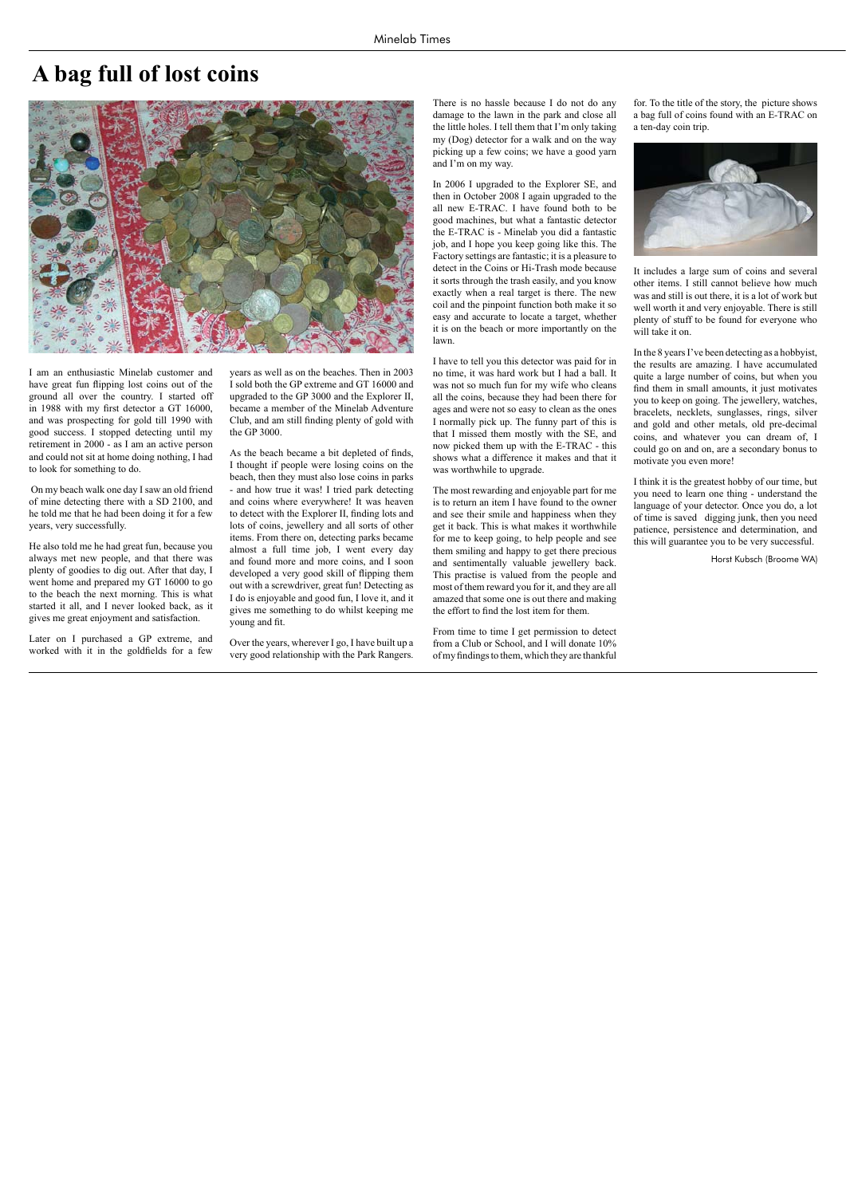# A bag full of lost coins

I am an enthusiastic Minelab customer and have great fun flipping lost coins out of the ground all over the country. I started off in 1988 with my first detector a GT 16000, and was prospecting for gold till 1990 with good success. I stopped detecting until my retirement in 2000 - as I am an active person and could not sit at home doing nothing, I had to look for something to do.

On my beach walk one day I saw an old friend of mine detecting there with a SD 2100, and he told me that he had been doing it for a few years, very successfully.

He also told me he had great fun, because you always met new people, and that there was plenty of goodies to dig out. After that day, I went home and prepared my GT 16000 to go to the beach the next morning. This is what started it all, and I never looked back, as it gives me great enjoyment and satisfaction.

Later on I purchased a GP extreme, and worked with it in the goldfields for a few years as well as on the beaches. Then in 2003 I sold both the GP extreme and GT 16000 and upgraded to the GP 3000 and the Explorer II, became a member of the Minelab Adventure Club, and am still finding plenty of gold with the GP 3000.

As the beach became a bit depleted of finds, I thought if people were losing coins on the beach, then they must also lose coins in parks - and how true it was! I tried park detecting and coins where everywhere! It was heaven to detect with the Explorer II, finding lots and lots of coins, jewellery and all sorts of other items. From there on, detecting parks became almost a full time job, I went every day and found more and more coins, and I soon developed a very good skill of flipping them out with a screwdriver, great fun! Detecting as I do is enjoyable and good fun, I love it, and it gives me something to do whilst keeping me young and fit.

Over the years, wherever I go, I have built up a very good relationship with the Park Rangers. There is no hassle because I do not do any damage to the lawn in the park and close all the little holes. I tell them that I'm only taking my (Dog) detector for a walk and on the way picking up a few coins; we have a good yarn and I'm on my way.

In 2006 I upgraded to the Explorer SE, and then in October 2008 I again upgraded to the all new E-TRAC. I have found both to be good machines, but what a fantastic detector the E-TRAC is - Minelab you did a fantastic job, and I hope you keep going like this. The Factory settings are fantastic; it is a pleasure to detect in the Coins or Hi-Trash mode because it sorts through the trash easily, and you know exactly when a real target is there. The new coil and the pinpoint function both make it so easy and accurate to locate a target, whether it is on the beach or more importantly on the lawn.

I have to tell you this detector was paid for in no time, it was hard work but I had a ball. It was not so much fun for my wife who cleans all the coins, because they had been there for ages and were not so easy to clean as the ones I normally pick up. The funny part of this is that I missed them mostly with the SE, and now picked them up with the E-TRAC - this shows what a difference it makes and that it was worthwhile to upgrade.

The most rewarding and enjoyable part for me is to return an item I have found to the owner and see their smile and happiness when they get it back. This is what makes it worthwhile for me to keep going, to help people and see them smiling and happy to get there precious and sentimentally valuable jewellery back. This practise is valued from the people and most of them reward you for it, and they are all amazed that some one is out there and making the effort to find the lost item for them.

From time to time I get permission to detect from a Club or School, and I will donate 10% of my findings to them, which they are thankful for. To the title of the story, the picture shows a bag full of coins found with an E-TRAC on a ten-day coin trip.

It includes a large sum of coins and several other items. I still cannot believe how much was and still is out there, it is a lot of work but well worth it and very enjoyable. There is still plenty of stuff to be found for everyone who will take it on.

In the 8 years I've been detecting as a hobbyist, the results are amazing. I have accumulated quite a large number of coins, but when you find them in small amounts, it just motivates you to keep on going. The jewellery, watches, bracelets, necklets, sunglasses, rings, silver and gold and other metals, old pre-decimal coins, and whatever you can dream of, I could go on and on, are a secondary bonus to motivate you even more!

I think it is the greatest hobby of our time, but you need to learn one thing - understand the language of your detector. Once you do, a lot of time is saved digging junk, then you need patience, persistence and determination, and this will guarantee you to be very successful.

Horst Kubsch (Broome WA)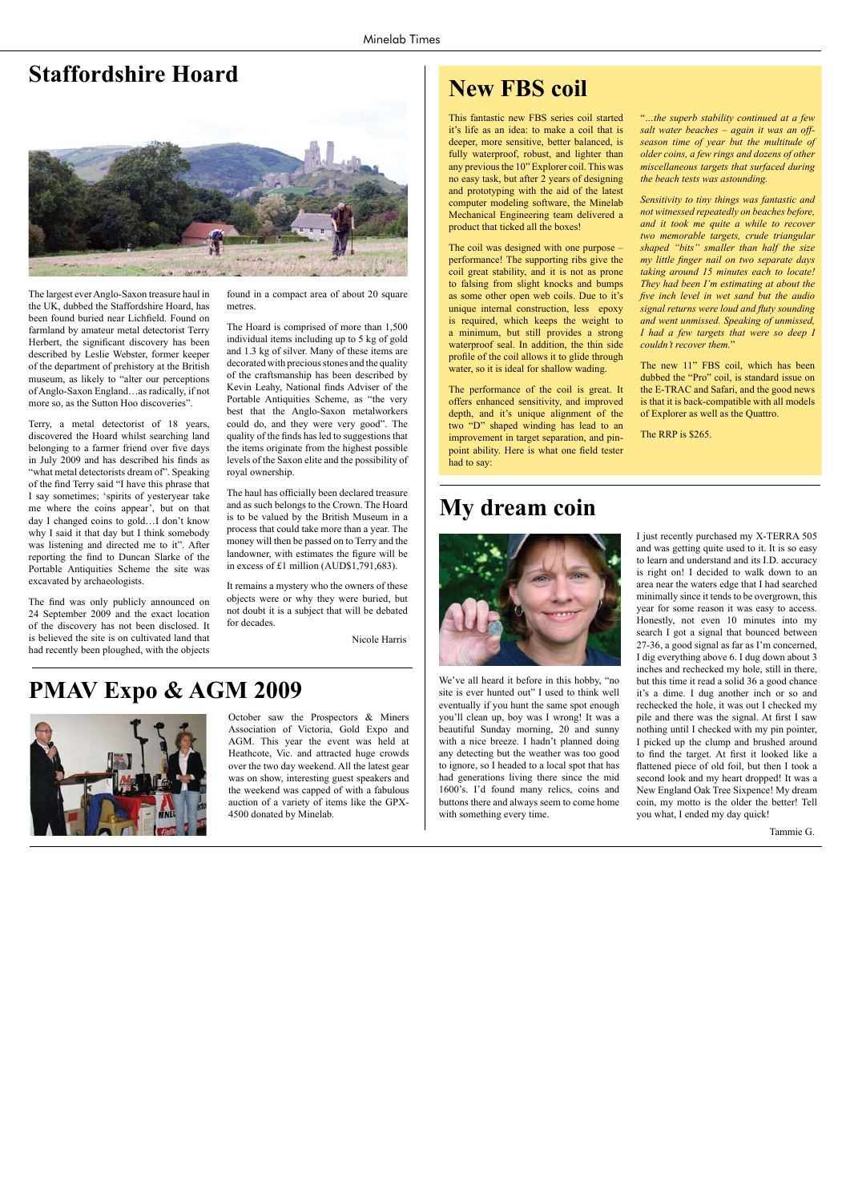## Staffordshire Hoard

The largest ever Anglo-Saxon treasure haul in the UK, dubbed the Staffordshire Hoard, has been found buried near Lichfield. Found on farmland by amateur metal detectorist Terry Herbert, the significant discovery has been described by Leslie Webster, former keeper of the department of prehistory at the British museum, as likely to "alter our perceptions of Anglo-Saxon England…as radically, if not more so, as the Sutton Hoo discoveries".

Terry, a metal detectorist of 18 years, discovered the Hoard whilst searching land belonging to a farmer friend over five days in July 2009 and has described his finds as "what metal detectorists dream of". Speaking of the find Terry said "I have this phrase that I say sometimes; 'spirits of yesteryear take me where the coins appear', but on that day I changed coins to gold…I don't know why I said it that day but I think somebody was listening and directed me to it". After reporting the find to Duncan Slarke of the Portable Antiquities Scheme the site was excavated by archaeologists.

The find was only publicly announced on 24 September 2009 and the exact location of the discovery has not been disclosed. It is believed the site is on cultivated land that had recently been ploughed, with the objects found in a compact area of about 20 square metres.

The Hoard is comprised of more than 1,500 individual items including up to 5 kg of gold and 1.3 kg of silver. Many of these items are decorated with precious stones and the quality of the craftsmanship has been described by Kevin Leahy, National finds Adviser of the Portable Antiquities Scheme, as "the very best that the Anglo-Saxon metalworkers could do, and they were very good". The quality of the finds has led to suggestions that the items originate from the highest possible levels of the Saxon elite and the possibility of royal ownership.

The haul has officially been declared treasure and as such belongs to the Crown. The Hoard is to be valued by the British Museum in a process that could take more than a year. The money will then be passed on to Terry and the landowner, with estimates the figure will be in excess of £1 million (AUD$1,791,683).

It remains a mystery who the owners of these objects were or why they were buried, but not doubt it is a subject that will be debated for decades.

Nicole Harris

## PMAV Expo & AGM 2009

October saw the Prospectors & Miners Association of Victoria, Gold Expo and AGM. This year the event was held at Heathcote, Vic. and attracted huge crowds over the two day weekend. All the latest gear was on show, interesting guest speakers and the weekend was capped of with a fabulous auction of a variety of items like the GPX-4500 donated by Minelab.

## New FBS coil

This fantastic new FBS series coil started it's life as an idea: to make a coil that is deeper, more sensitive, better balanced, is fully waterproof, robust, and lighter than any previous the 10" Explorer coil. This was no easy task, but after 2 years of designing and prototyping with the aid of the latest computer modeling software, the Minelab Mechanical Engineering team delivered a product that ticked all the boxes!

The coil was designed with one purpose – performance! The supporting ribs give the coil great stability, and it is not as prone to falsing from slight knocks and bumps as some other open web coils. Due to it's unique internal construction, less epoxy is required, which keeps the weight to a minimum, but still provides a strong waterproof seal. In addition, the thin side profile of the coil allows it to glide through water, so it is ideal for shallow wading.

The performance of the coil is great. It offers enhanced sensitivity, and improved depth, and it's unique alignment of the two "D" shaped winding has lead to an improvement in target separation, and pin-point ability. Here is what one field tester had to say:

"*…the superb stability continued at a few salt water beaches – again it was an off-season time of year but the multitude of older coins, a few rings and dozens of other miscellaneous targets that surfaced during the beach tests was astounding.*

*Sensitivity to tiny things was fantastic and not witnessed repeatedly on beaches before, and it took me quite a while to recover two memorable targets, crude triangular shaped "bits" smaller than half the size my little finger nail on two separate days taking around 15 minutes each to locate! They had been I'm estimating at about the five inch level in wet sand but the audio signal returns were loud and fluty sounding and went unmissed. Speaking of unmissed, I had a few targets that were so deep I couldn't recover them.*"

The new 11" FBS coil, which has been dubbed the "Pro" coil, is standard issue on the E-TRAC and Safari, and the good news is that it is back-compatible with all models of Explorer as well as the Quattro.

The RRP is $265.

## My dream coin

We've all heard it before in this hobby, "no site is ever hunted out" I used to think well eventually if you hunt the same spot enough you'll clean up, boy was I wrong! It was a beautiful Sunday morning, 20 and sunny with a nice breeze. I hadn't planned doing any detecting but the weather was too good to ignore, so I headed to a local spot that has had generations living there since the mid 1600's. I'd found many relics, coins and buttons there and always seem to come home with something every time.

I just recently purchased my X-TERRA 505 and was getting quite used to it. It is so easy to learn and understand and its I.D. accuracy is right on! I decided to walk down to an area near the waters edge that I had searched minimally since it tends to be overgrown, this year for some reason it was easy to access. Honestly, not even 10 minutes into my search I got a signal that bounced between 27-36, a good signal as far as I'm concerned, I dig everything above 6. I dug down about 3 inches and rechecked my hole, still in there, but this time it read a solid 36 a good chance it's a dime. I dug another inch or so and rechecked the hole, it was out I checked my pile and there was the signal. At first I saw nothing until I checked with my pin pointer, I picked up the clump and brushed around to find the target. At first it looked like a flattened piece of old foil, but then I took a second look and my heart dropped! It was a New England Oak Tree Sixpence! My dream coin, my motto is the older the better! Tell you what, I ended my day quick!

Tammie G.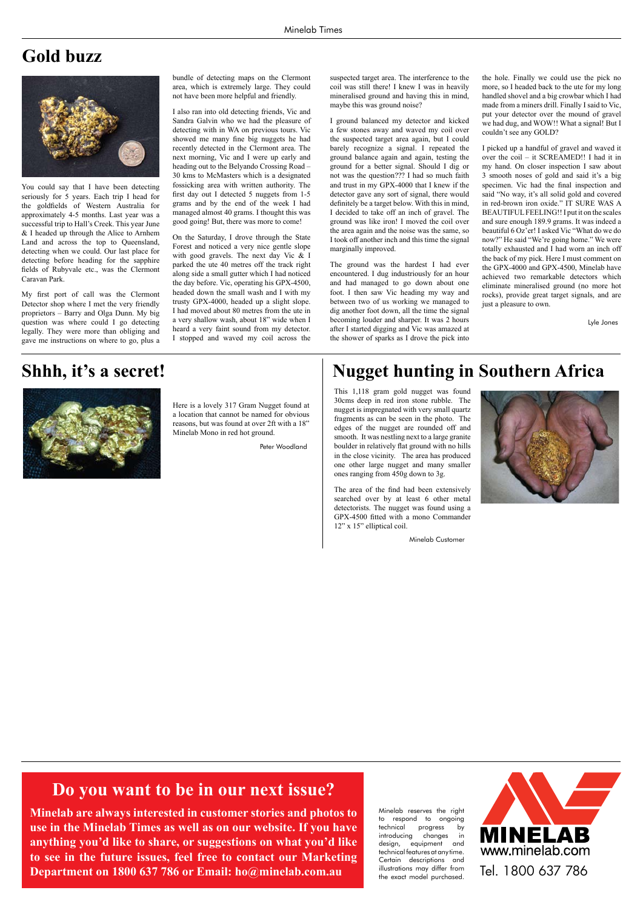# Gold buzz

You could say that I have been detecting seriously for 5 years. Each trip I head for the goldfields of Western Australia for approximately 4-5 months. Last year was a successful trip to Hall's Creek. This year June & I headed up through the Alice to Arnhem Land and across the top to Queensland, detecting when we could. Our last place for detecting before heading for the sapphire fields of Rubyvale etc., was the Clermont Caravan Park.

My first port of call was the Clermont Detector shop where I met the very friendly proprietors – Barry and Olga Dunn. My big question was where could I go detecting legally. They were more than obliging and gave me instructions on where to go, plus a bundle of detecting maps on the Clermont area, which is extremely large. They could not have been more helpful and friendly.

I also ran into old detecting friends, Vic and Sandra Galvin who we had the pleasure of detecting with in WA on previous tours. Vic showed me many fine big nuggets he had recently detected in the Clermont area. The next morning, Vic and I were up early and heading out to the Belyando Crossing Road – 30 kms to McMasters which is a designated fossicking area with written authority. The first day out I detected 5 nuggets from 1-5 grams and by the end of the week I had managed almost 40 grams. I thought this was good going! But, there was more to come!

On the Saturday, I drove through the State Forest and noticed a very nice gentle slope with good gravels. The next day Vic & I parked the ute 40 metres off the track right along side a small gutter which I had noticed the day before. Vic, operating his GPX-4500, headed down the small wash and I with my trusty GPX-4000, headed up a slight slope. I had moved about 80 metres from the ute in a very shallow wash, about 18" wide when I heard a very faint sound from my detector. I stopped and waved my coil across the suspected target area. The interference to the coil was still there! I knew I was in heavily mineralised ground and having this in mind, maybe this was ground noise?

I ground balanced my detector and kicked a few stones away and waved my coil over the suspected target area again, but I could barely recognize a signal. I repeated the ground balance again and again, testing the ground for a better signal. Should I dig or not was the question??? I had so much faith and trust in my GPX-4000 that I knew if the detector gave any sort of signal, there would definitely be a target below. With this in mind, I decided to take off an inch of gravel. The ground was like iron! I moved the coil over the area again and the noise was the same, so I took off another inch and this time the signal marginally improved.

The ground was the hardest I had ever encountered. I dug industriously for an hour and had managed to go down about one foot. I then saw Vic heading my way and between two of us working we managed to dig another foot down, all the time the signal becoming louder and sharper. It was 2 hours after I started digging and Vic was amazed at the shower of sparks as I drove the pick into the hole. Finally we could use the pick no more, so I headed back to the ute for my long handled shovel and a big crowbar which I had made from a miners drill. Finally I said to Vic, put your detector over the mound of gravel we had dug, and WOW!! What a signal! But I couldn't see any GOLD?

I picked up a handful of gravel and waved it over the coil – it SCREAMED!! I had it in my hand. On closer inspection I saw about 3 smooth noses of gold and said it's a big specimen. Vic had the final inspection and said "No way, it's all solid gold and covered in red-brown iron oxide." IT SURE WAS A BEAUTIFUL FEELING!! I put it on the scales and sure enough 189.9 grams. It was indeed a beautiful 6 Oz'er! I asked Vic "What do we do now?" He said "We're going home." We were totally exhausted and I had worn an inch off the back of my pick. Here I must comment on the GPX-4000 and GPX-4500, Minelab have achieved two remarkable detectors which eliminate mineralised ground (no more hot rocks), provide great target signals, and are just a pleasure to own.

Lyle Jones

# Shhh, it's a secret!

Here is a lovely 317 Gram Nugget found at a location that cannot be named for obvious reasons, but was found at over 2ft with a 18" Minelab Mono in red hot ground.

Peter Woodland

# Nugget hunting in Southern Africa

This 1,118 gram gold nugget was found 30cms deep in red iron stone rubble. The nugget is impregnated with very small quartz fragments as can be seen in the photo. The edges of the nugget are rounded off and smooth. It was nestling next to a large granite boulder in relatively flat ground with no hills in the close vicinity. The area has produced one other large nugget and many smaller ones ranging from 450g down to 3g.

The area of the find had been extensively searched over by at least 6 other metal detectorists. The nugget was found using a GPX-4500 fitted with a mono Commander 12" x 15" elliptical coil.

Minelab Customer

## Do you want to be in our next issue?

**Minelab are always interested in customer stories and photos to use in the Minelab Times as well as on our website. If you have anything you'd like to share, or suggestions on what you'd like to see in the future issues, feel free to contact our Marketing Department on 1800 637 786 or Email: ho@minelab.com.au**

Minelab reserves the right to respond to ongoing technical progress by introducing changes in design, equipment and technical features at any time. Certain descriptions and illustrations may differ from the exact model purchased.

MINELAB
www.minelab.com
Tel. 1800 637 786